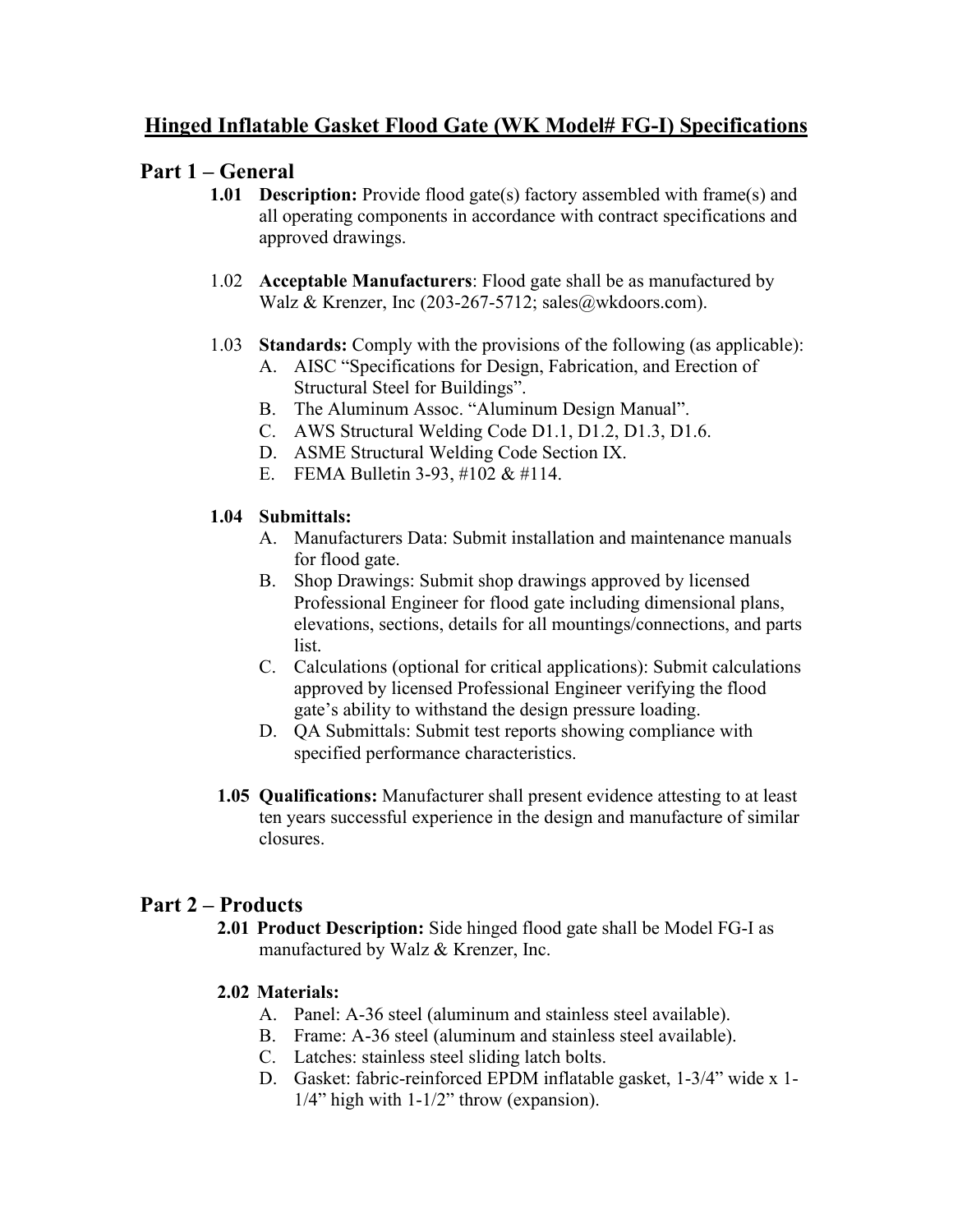# Hinged Inflatable Gasket Flood Gate (WK Model# FG-I) Specifications

## Part 1 – General

**1.01 Description:** Provide flood gate(s) factory assembled with frame(s) and all operating components in accordance with contract specifications and approved drawings.

1.02 **Acceptable Manufacturers**: Flood gate shall be as manufactured by Walz & Krenzer, Inc (203-267-5712; sales@wkdoors.com).

1.03 **Standards:** Comply with the provisions of the following (as applicable):

A. AISC "Specifications for Design, Fabrication, and Erection of Structural Steel for Buildings".
B. The Aluminum Assoc. "Aluminum Design Manual".
C. AWS Structural Welding Code D1.1, D1.2, D1.3, D1.6.
D. ASME Structural Welding Code Section IX.
E. FEMA Bulletin 3-93, #102 & #114.

**1.04 Submittals:**

A. Manufacturers Data: Submit installation and maintenance manuals for flood gate.
B. Shop Drawings: Submit shop drawings approved by licensed Professional Engineer for flood gate including dimensional plans, elevations, sections, details for all mountings/connections, and parts list.
C. Calculations (optional for critical applications): Submit calculations approved by licensed Professional Engineer verifying the flood gate's ability to withstand the design pressure loading.
D. QA Submittals: Submit test reports showing compliance with specified performance characteristics.

**1.05 Qualifications:** Manufacturer shall present evidence attesting to at least ten years successful experience in the design and manufacture of similar closures.

## Part 2 – Products

**2.01 Product Description:** Side hinged flood gate shall be Model FG-I as manufactured by Walz & Krenzer, Inc.

**2.02 Materials:**

A. Panel: A-36 steel (aluminum and stainless steel available).
B. Frame: A-36 steel (aluminum and stainless steel available).
C. Latches: stainless steel sliding latch bolts.
D. Gasket: fabric-reinforced EPDM inflatable gasket, 1-3/4" wide x 1-1/4" high with 1-1/2" throw (expansion).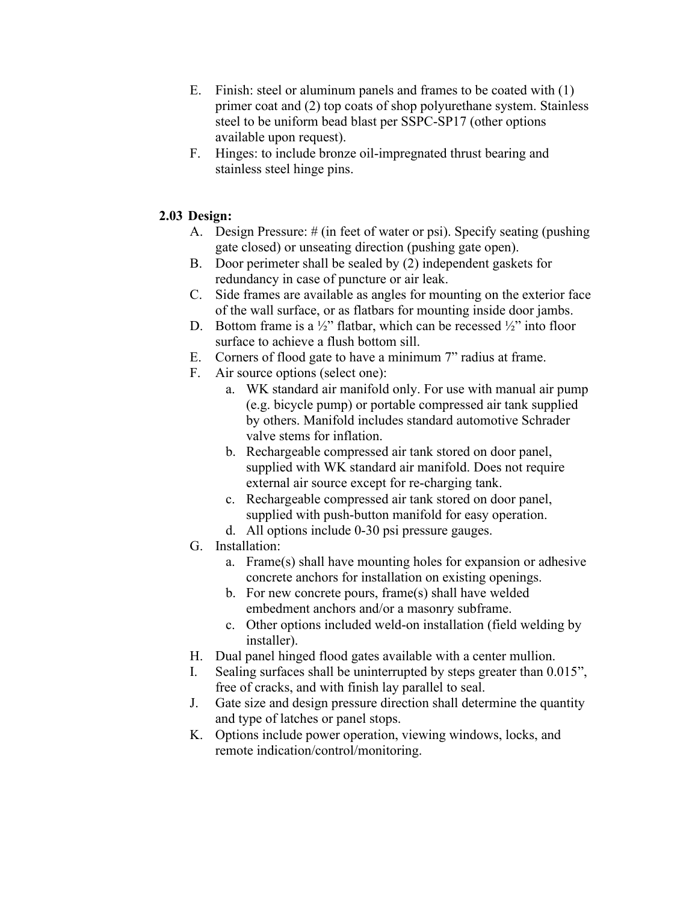E. Finish: steel or aluminum panels and frames to be coated with (1) primer coat and (2) top coats of shop polyurethane system. Stainless steel to be uniform bead blast per SSPC-SP17 (other options available upon request).

F. Hinges: to include bronze oil-impregnated thrust bearing and stainless steel hinge pins.

### 2.03 Design:

A. Design Pressure: # (in feet of water or psi). Specify seating (pushing gate closed) or unseating direction (pushing gate open).

B. Door perimeter shall be sealed by (2) independent gaskets for redundancy in case of puncture or air leak.

C. Side frames are available as angles for mounting on the exterior face of the wall surface, or as flatbars for mounting inside door jambs.

D. Bottom frame is a ½" flatbar, which can be recessed ½" into floor surface to achieve a flush bottom sill.

E. Corners of flood gate to have a minimum 7" radius at frame.

F. Air source options (select one):

   a. WK standard air manifold only. For use with manual air pump (e.g. bicycle pump) or portable compressed air tank supplied by others. Manifold includes standard automotive Schrader valve stems for inflation.

   b. Rechargeable compressed air tank stored on door panel, supplied with WK standard air manifold. Does not require external air source except for re-charging tank.

   c. Rechargeable compressed air tank stored on door panel, supplied with push-button manifold for easy operation.

   d. All options include 0-30 psi pressure gauges.

G. Installation:

   a. Frame(s) shall have mounting holes for expansion or adhesive concrete anchors for installation on existing openings.

   b. For new concrete pours, frame(s) shall have welded embedment anchors and/or a masonry subframe.

   c. Other options included weld-on installation (field welding by installer).

H. Dual panel hinged flood gates available with a center mullion.

I. Sealing surfaces shall be uninterrupted by steps greater than 0.015", free of cracks, and with finish lay parallel to seal.

J. Gate size and design pressure direction shall determine the quantity and type of latches or panel stops.

K. Options include power operation, viewing windows, locks, and remote indication/control/monitoring.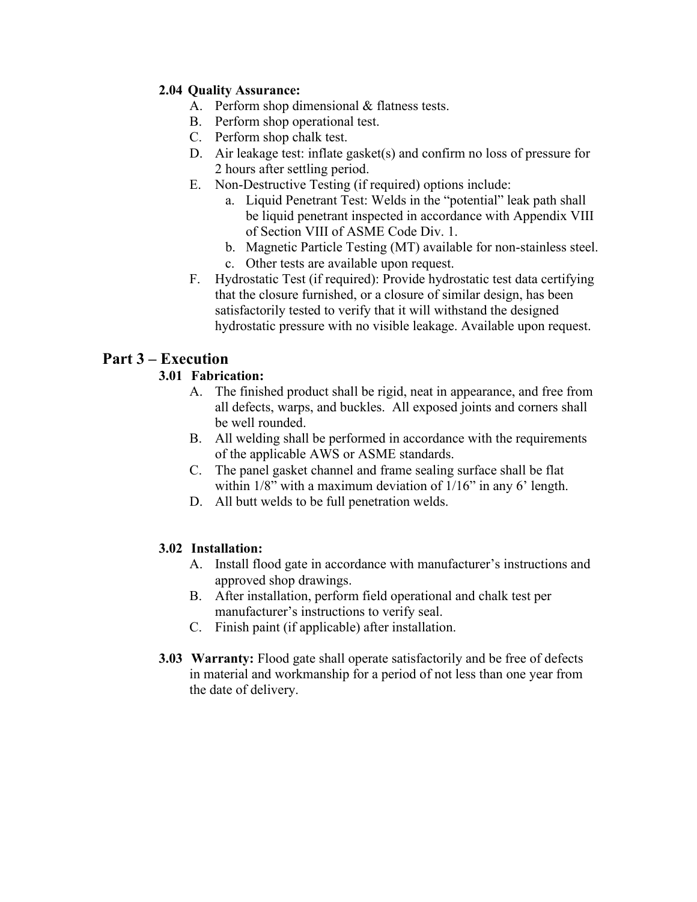**2.04 Quality Assurance:**

A. Perform shop dimensional & flatness tests.
B. Perform shop operational test.
C. Perform shop chalk test.
D. Air leakage test: inflate gasket(s) and confirm no loss of pressure for 2 hours after settling period.
E. Non-Destructive Testing (if required) options include:
   a. Liquid Penetrant Test: Welds in the "potential" leak path shall be liquid penetrant inspected in accordance with Appendix VIII of Section VIII of ASME Code Div. 1.
   b. Magnetic Particle Testing (MT) available for non-stainless steel.
   c. Other tests are available upon request.
F. Hydrostatic Test (if required): Provide hydrostatic test data certifying that the closure furnished, or a closure of similar design, has been satisfactorily tested to verify that it will withstand the designed hydrostatic pressure with no visible leakage. Available upon request.

## Part 3 – Execution

**3.01 Fabrication:**

A. The finished product shall be rigid, neat in appearance, and free from all defects, warps, and buckles. All exposed joints and corners shall be well rounded.
B. All welding shall be performed in accordance with the requirements of the applicable AWS or ASME standards.
C. The panel gasket channel and frame sealing surface shall be flat within 1/8" with a maximum deviation of 1/16" in any 6' length.
D. All butt welds to be full penetration welds.

**3.02 Installation:**

A. Install flood gate in accordance with manufacturer's instructions and approved shop drawings.
B. After installation, perform field operational and chalk test per manufacturer's instructions to verify seal.
C. Finish paint (if applicable) after installation.

**3.03 Warranty:** Flood gate shall operate satisfactorily and be free of defects in material and workmanship for a period of not less than one year from the date of delivery.